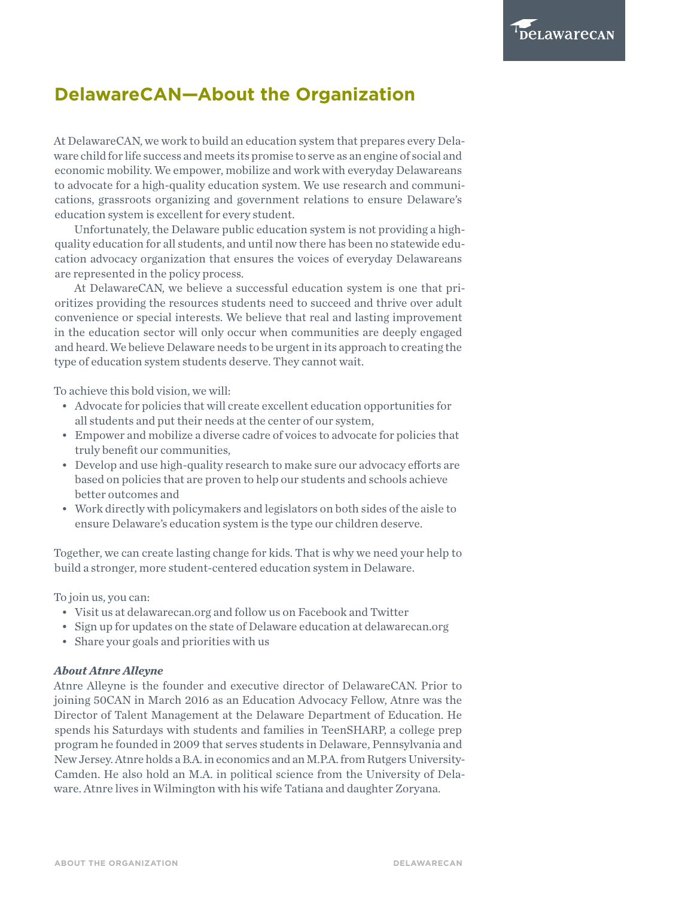# DelawareCAN—About the Organization

At DelawareCAN, we work to build an education system that prepares every Delaware child for life success and meets its promise to serve as an engine of social and economic mobility. We empower, mobilize and work with everyday Delawareans to advocate for a high-quality education system. We use research and communications, grassroots organizing and government relations to ensure Delaware's education system is excellent for every student.

Unfortunately, the Delaware public education system is not providing a high-quality education for all students, and until now there has been no statewide education advocacy organization that ensures the voices of everyday Delawareans are represented in the policy process.

At DelawareCAN, we believe a successful education system is one that prioritizes providing the resources students need to succeed and thrive over adult convenience or special interests. We believe that real and lasting improvement in the education sector will only occur when communities are deeply engaged and heard. We believe Delaware needs to be urgent in its approach to creating the type of education system students deserve. They cannot wait.

To achieve this bold vision, we will:

- Advocate for policies that will create excellent education opportunities for all students and put their needs at the center of our system,
- Empower and mobilize a diverse cadre of voices to advocate for policies that truly benefit our communities,
- Develop and use high-quality research to make sure our advocacy efforts are based on policies that are proven to help our students and schools achieve better outcomes and
- Work directly with policymakers and legislators on both sides of the aisle to ensure Delaware's education system is the type our children deserve.

Together, we can create lasting change for kids. That is why we need your help to build a stronger, more student-centered education system in Delaware.

To join us, you can:

- Visit us at delawarecan.org and follow us on Facebook and Twitter
- Sign up for updates on the state of Delaware education at delawarecan.org
- Share your goals and priorities with us

***About Atnre Alleyne***

Atnre Alleyne is the founder and executive director of DelawareCAN. Prior to joining 50CAN in March 2016 as an Education Advocacy Fellow, Atnre was the Director of Talent Management at the Delaware Department of Education. He spends his Saturdays with students and families in TeenSHARP, a college prep program he founded in 2009 that serves students in Delaware, Pennsylvania and New Jersey. Atnre holds a B.A. in economics and an M.P.A. from Rutgers University-Camden. He also hold an M.A. in political science from the University of Delaware. Atnre lives in Wilmington with his wife Tatiana and daughter Zoryana.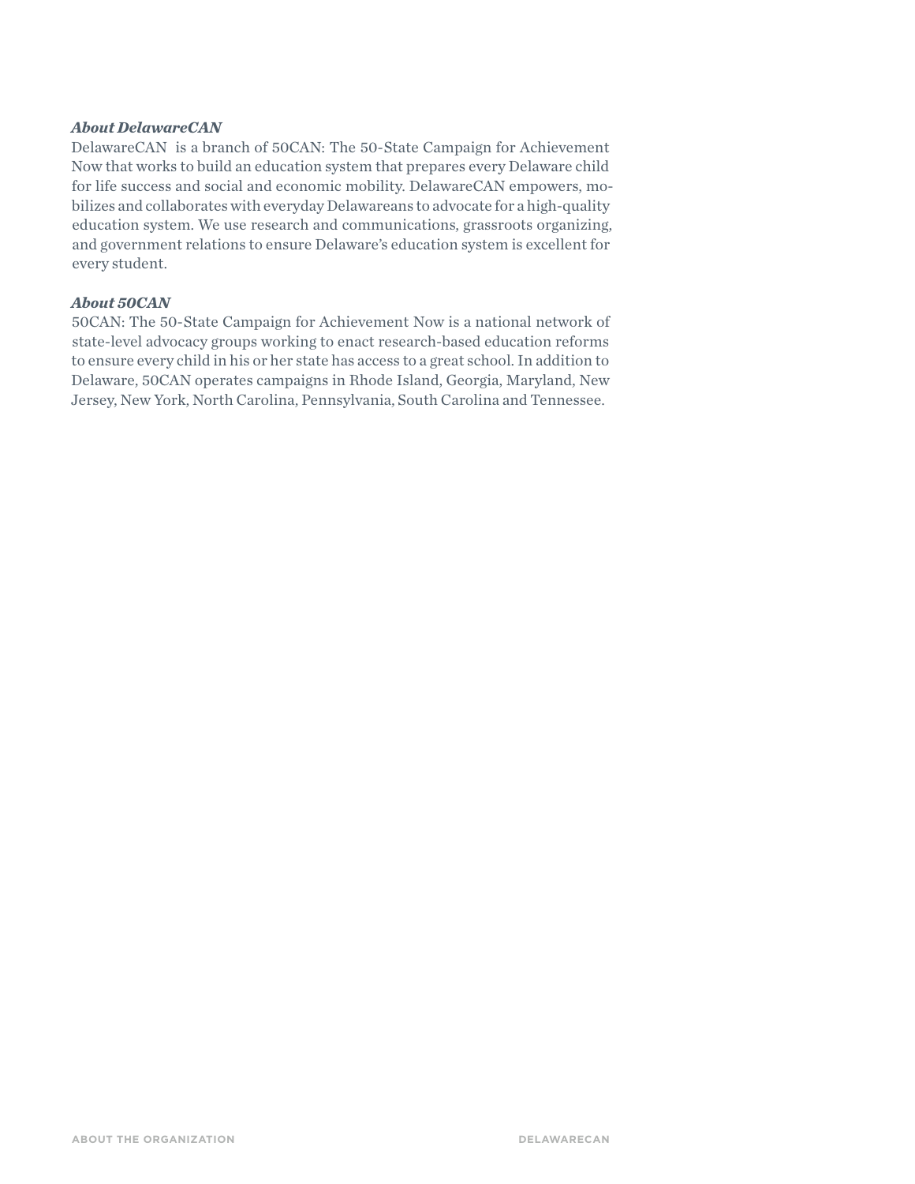***About DelawareCAN***

DelawareCAN is a branch of 50CAN: The 50-State Campaign for Achievement Now that works to build an education system that prepares every Delaware child for life success and social and economic mobility. DelawareCAN empowers, mobilizes and collaborates with everyday Delawareans to advocate for a high-quality education system. We use research and communications, grassroots organizing, and government relations to ensure Delaware's education system is excellent for every student.

***About 50CAN***

50CAN: The 50-State Campaign for Achievement Now is a national network of state-level advocacy groups working to enact research-based education reforms to ensure every child in his or her state has access to a great school. In addition to Delaware, 50CAN operates campaigns in Rhode Island, Georgia, Maryland, New Jersey, New York, North Carolina, Pennsylvania, South Carolina and Tennessee.